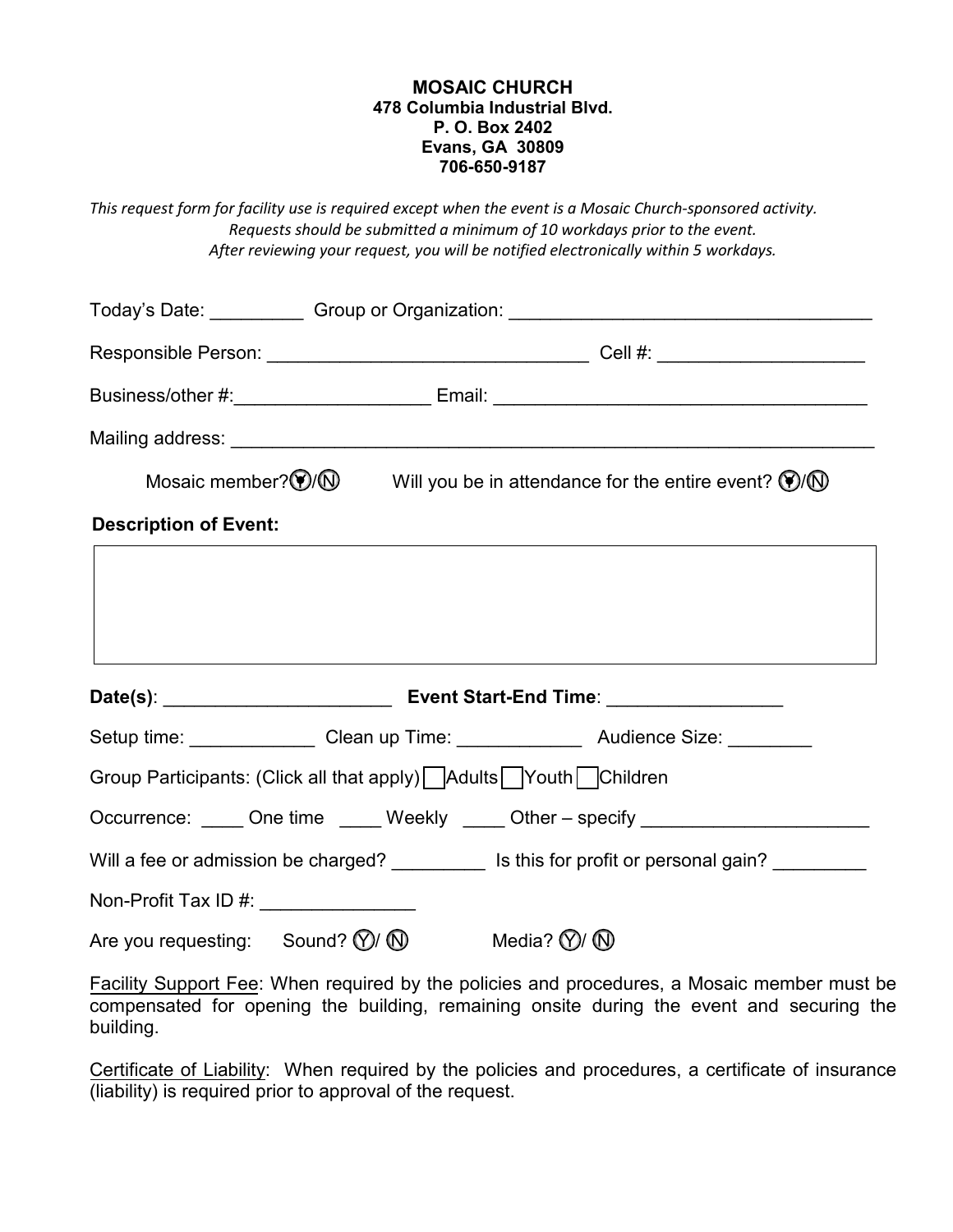**MOSAIC CHURCH**
**478 Columbia Industrial Blvd.**
**P. O. Box 2402**
**Evans, GA 30809**
**706-650-9187**

*This request form for facility use is required except when the event is a Mosaic Church-sponsored activity.*
*Requests should be submitted a minimum of 10 workdays prior to the event.*
*After reviewing your request, you will be notified electronically within 5 workdays.*

Today's Date: _________ Group or Organization: ___________________________________

Responsible Person: _______________________________ Cell #: ___________________

Business/other #:__________________ Email: ___________________________________

Mailing address: _______________________________________________________________

Mosaic member? Ⓨ/Ⓝ Will you be in attendance for the entire event? Ⓨ/Ⓝ

**Description of Event:**

| |
|---|
| |

**Date(s)**: ______________________ **Event Start-End Time**: ________________

Setup time: ____________ Clean up Time: ____________ Audience Size: ________

Group Participants: (Click all that apply) ☐ Adults ☐ Youth ☐ Children

Occurrence: ____ One time ____ Weekly ____ Other – specify _____________________

Will a fee or admission be charged? _________ Is this for profit or personal gain? _________

Non-Profit Tax ID #: ______________

Are you requesting: Sound? Ⓨ/ Ⓝ Media? Ⓨ/ Ⓝ

Facility Support Fee: When required by the policies and procedures, a Mosaic member must be compensated for opening the building, remaining onsite during the event and securing the building.

Certificate of Liability: When required by the policies and procedures, a certificate of insurance (liability) is required prior to approval of the request.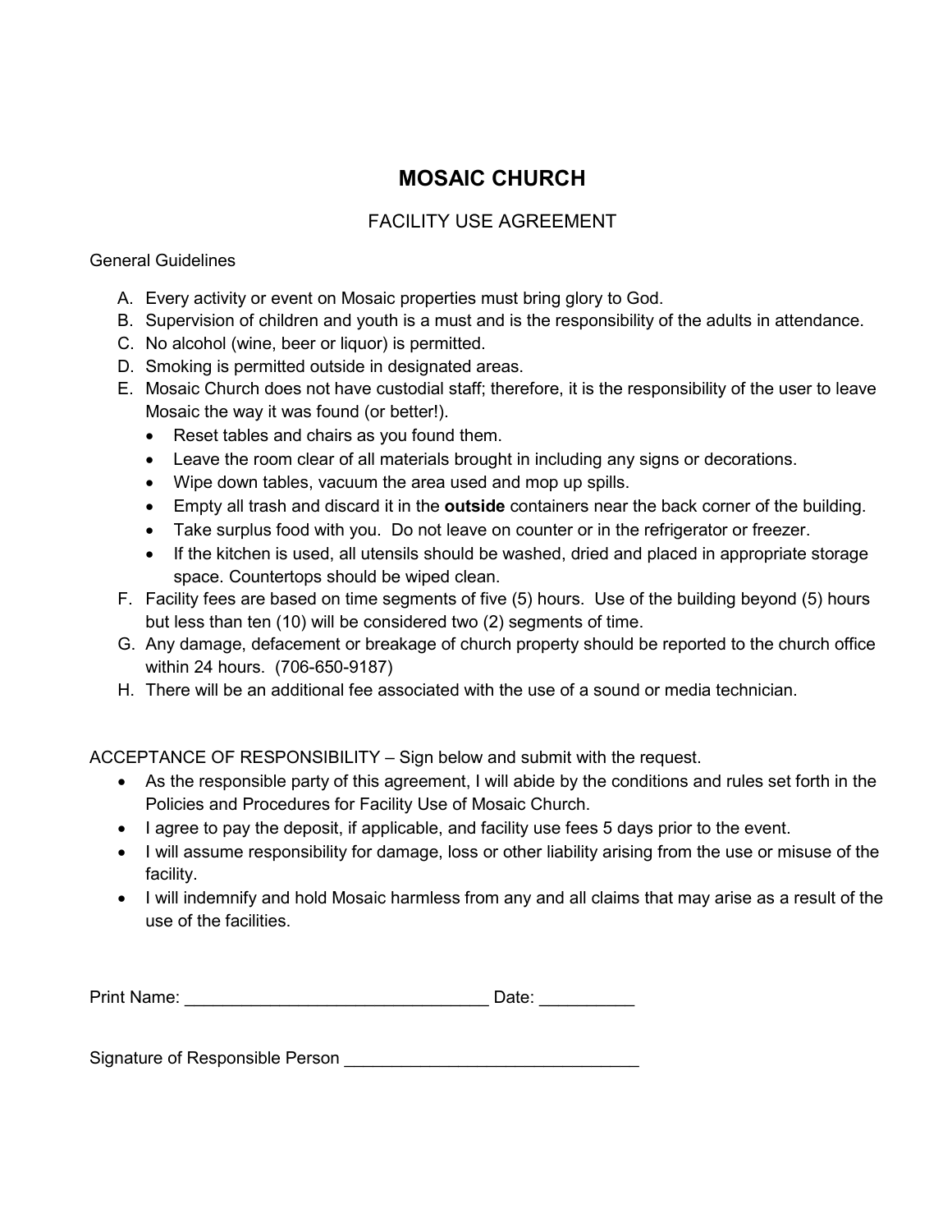# MOSAIC CHURCH

## FACILITY USE AGREEMENT

General Guidelines

A. Every activity or event on Mosaic properties must bring glory to God.
B. Supervision of children and youth is a must and is the responsibility of the adults in attendance.
C. No alcohol (wine, beer or liquor) is permitted.
D. Smoking is permitted outside in designated areas.
E. Mosaic Church does not have custodial staff; therefore, it is the responsibility of the user to leave Mosaic the way it was found (or better!).
   - Reset tables and chairs as you found them.
   - Leave the room clear of all materials brought in including any signs or decorations.
   - Wipe down tables, vacuum the area used and mop up spills.
   - Empty all trash and discard it in the **outside** containers near the back corner of the building.
   - Take surplus food with you. Do not leave on counter or in the refrigerator or freezer.
   - If the kitchen is used, all utensils should be washed, dried and placed in appropriate storage space. Countertops should be wiped clean.
F. Facility fees are based on time segments of five (5) hours. Use of the building beyond (5) hours but less than ten (10) will be considered two (2) segments of time.
G. Any damage, defacement or breakage of church property should be reported to the church office within 24 hours. (706-650-9187)
H. There will be an additional fee associated with the use of a sound or media technician.

ACCEPTANCE OF RESPONSIBILITY – Sign below and submit with the request.

- As the responsible party of this agreement, I will abide by the conditions and rules set forth in the Policies and Procedures for Facility Use of Mosaic Church.
- I agree to pay the deposit, if applicable, and facility use fees 5 days prior to the event.
- I will assume responsibility for damage, loss or other liability arising from the use or misuse of the facility.
- I will indemnify and hold Mosaic harmless from any and all claims that may arise as a result of the use of the facilities.

Print Name: ________________________________ Date: __________

Signature of Responsible Person ______________________________